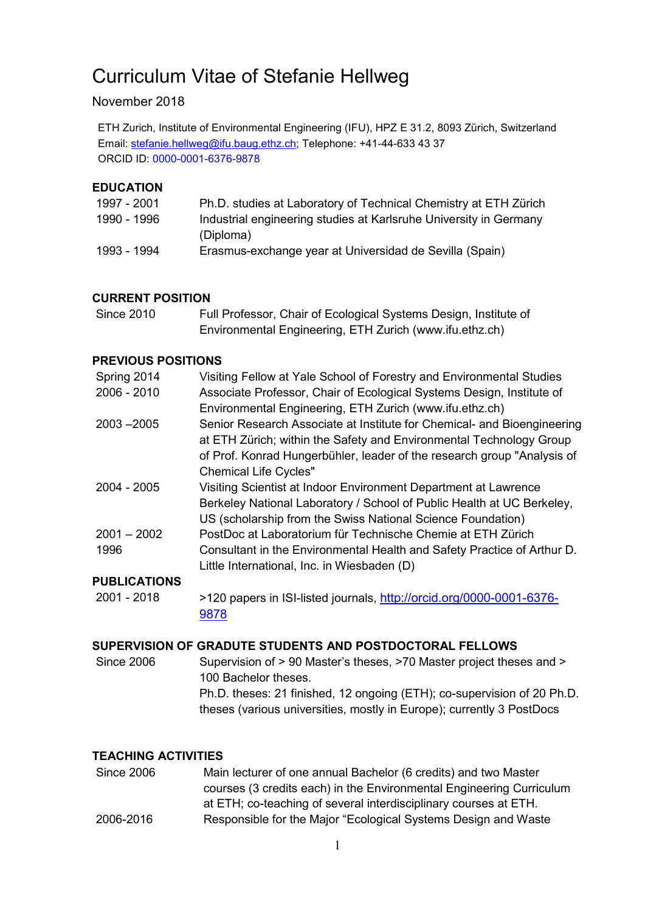# Curriculum Vitae of Stefanie Hellweg

November 2018

ETH Zurich, Institute of Environmental Engineering (IFU), HPZ E 31.2, 8093 Zürich, Switzerland
Email: stefanie.hellweg@ifu.baug.ethz.ch; Telephone: +41-44-633 43 37
ORCID ID: 0000-0001-6376-9878

## EDUCATION

| | |
|---|---|
| 1997 - 2001 | Ph.D. studies at Laboratory of Technical Chemistry at ETH Zürich |
| 1990 - 1996 | Industrial engineering studies at Karlsruhe University in Germany (Diploma) |
| 1993 - 1994 | Erasmus-exchange year at Universidad de Sevilla (Spain) |

## CURRENT POSITION

| | |
|---|---|
| Since 2010 | Full Professor, Chair of Ecological Systems Design, Institute of Environmental Engineering, ETH Zurich (www.ifu.ethz.ch) |

## PREVIOUS POSITIONS

| | |
|---|---|
| Spring 2014 | Visiting Fellow at Yale School of Forestry and Environmental Studies |
| 2006 - 2010 | Associate Professor, Chair of Ecological Systems Design, Institute of Environmental Engineering, ETH Zurich (www.ifu.ethz.ch) |
| 2003 –2005 | Senior Research Associate at Institute for Chemical- and Bioengineering at ETH Zürich; within the Safety and Environmental Technology Group of Prof. Konrad Hungerbühler, leader of the research group "Analysis of Chemical Life Cycles" |
| 2004 - 2005 | Visiting Scientist at Indoor Environment Department at Lawrence Berkeley National Laboratory / School of Public Health at UC Berkeley, US (scholarship from the Swiss National Science Foundation) |
| 2001 – 2002 | PostDoc at Laboratorium für Technische Chemie at ETH Zürich |
| 1996 | Consultant in the Environmental Health and Safety Practice of Arthur D. Little International, Inc. in Wiesbaden (D) |

## PUBLICATIONS

| | |
|---|---|
| 2001 - 2018 | >120 papers in ISI-listed journals, http://orcid.org/0000-0001-6376-9878 |

## SUPERVISION OF GRADUTE STUDENTS AND POSTDOCTORAL FELLOWS

| | |
|---|---|
| Since 2006 | Supervision of > 90 Master's theses, >70 Master project theses and > 100 Bachelor theses.<br>Ph.D. theses: 21 finished, 12 ongoing (ETH); co-supervision of 20 Ph.D. theses (various universities, mostly in Europe); currently 3 PostDocs |

## TEACHING ACTIVITIES

| | |
|---|---|
| Since 2006 | Main lecturer of one annual Bachelor (6 credits) and two Master courses (3 credits each) in the Environmental Engineering Curriculum at ETH; co-teaching of several interdisciplinary courses at ETH. |
| 2006-2016 | Responsible for the Major "Ecological Systems Design and Waste |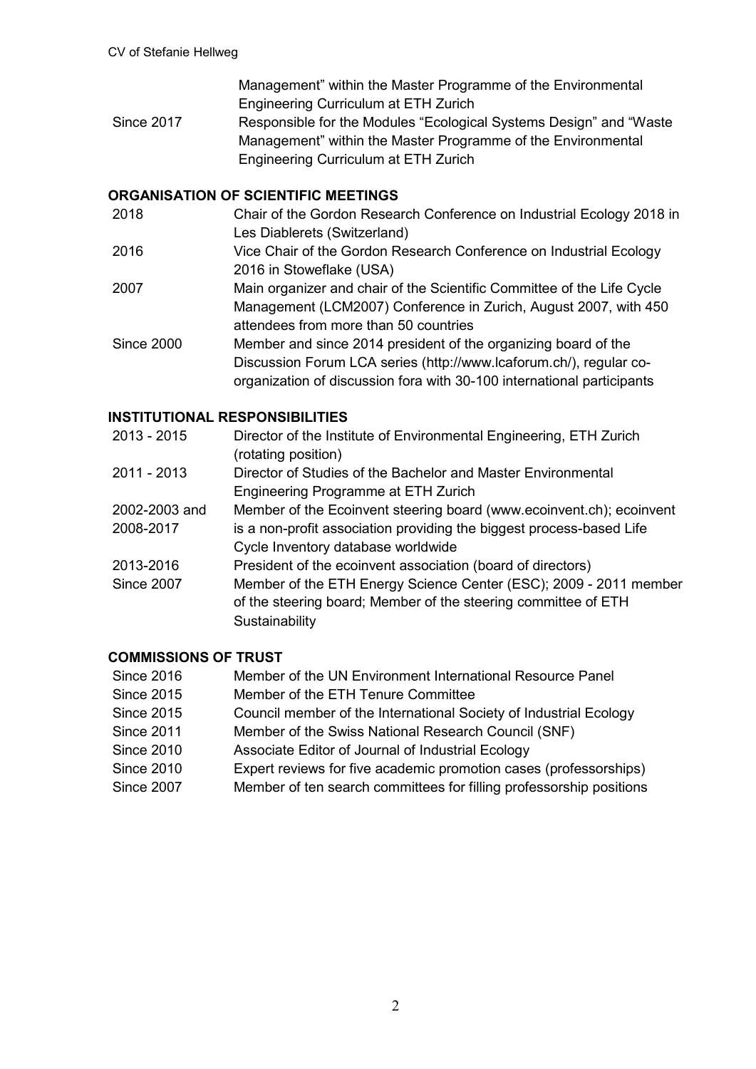| | |
|---|---|
| | Management" within the Master Programme of the Environmental Engineering Curriculum at ETH Zurich |
| Since 2017 | Responsible for the Modules "Ecological Systems Design" and "Waste Management" within the Master Programme of the Environmental Engineering Curriculum at ETH Zurich |

## ORGANISATION OF SCIENTIFIC MEETINGS

| | |
|---|---|
| 2018 | Chair of the Gordon Research Conference on Industrial Ecology 2018 in Les Diablerets (Switzerland) |
| 2016 | Vice Chair of the Gordon Research Conference on Industrial Ecology 2016 in Stoweflake (USA) |
| 2007 | Main organizer and chair of the Scientific Committee of the Life Cycle Management (LCM2007) Conference in Zurich, August 2007, with 450 attendees from more than 50 countries |
| Since 2000 | Member and since 2014 president of the organizing board of the Discussion Forum LCA series (http://www.lcaforum.ch/), regular co-organization of discussion fora with 30-100 international participants |

## INSTITUTIONAL RESPONSIBILITIES

| | |
|---|---|
| 2013 - 2015 | Director of the Institute of Environmental Engineering, ETH Zurich (rotating position) |
| 2011 - 2013 | Director of Studies of the Bachelor and Master Environmental Engineering Programme at ETH Zurich |
| 2002-2003 and 2008-2017 | Member of the Ecoinvent steering board (www.ecoinvent.ch); ecoinvent is a non-profit association providing the biggest process-based Life Cycle Inventory database worldwide |
| 2013-2016 | President of the ecoinvent association (board of directors) |
| Since 2007 | Member of the ETH Energy Science Center (ESC); 2009 - 2011 member of the steering board; Member of the steering committee of ETH Sustainability |

## COMMISSIONS OF TRUST

| | |
|---|---|
| Since 2016 | Member of the UN Environment International Resource Panel |
| Since 2015 | Member of the ETH Tenure Committee |
| Since 2015 | Council member of the International Society of Industrial Ecology |
| Since 2011 | Member of the Swiss National Research Council (SNF) |
| Since 2010 | Associate Editor of Journal of Industrial Ecology |
| Since 2010 | Expert reviews for five academic promotion cases (professorships) |
| Since 2007 | Member of ten search committees for filling professorship positions |